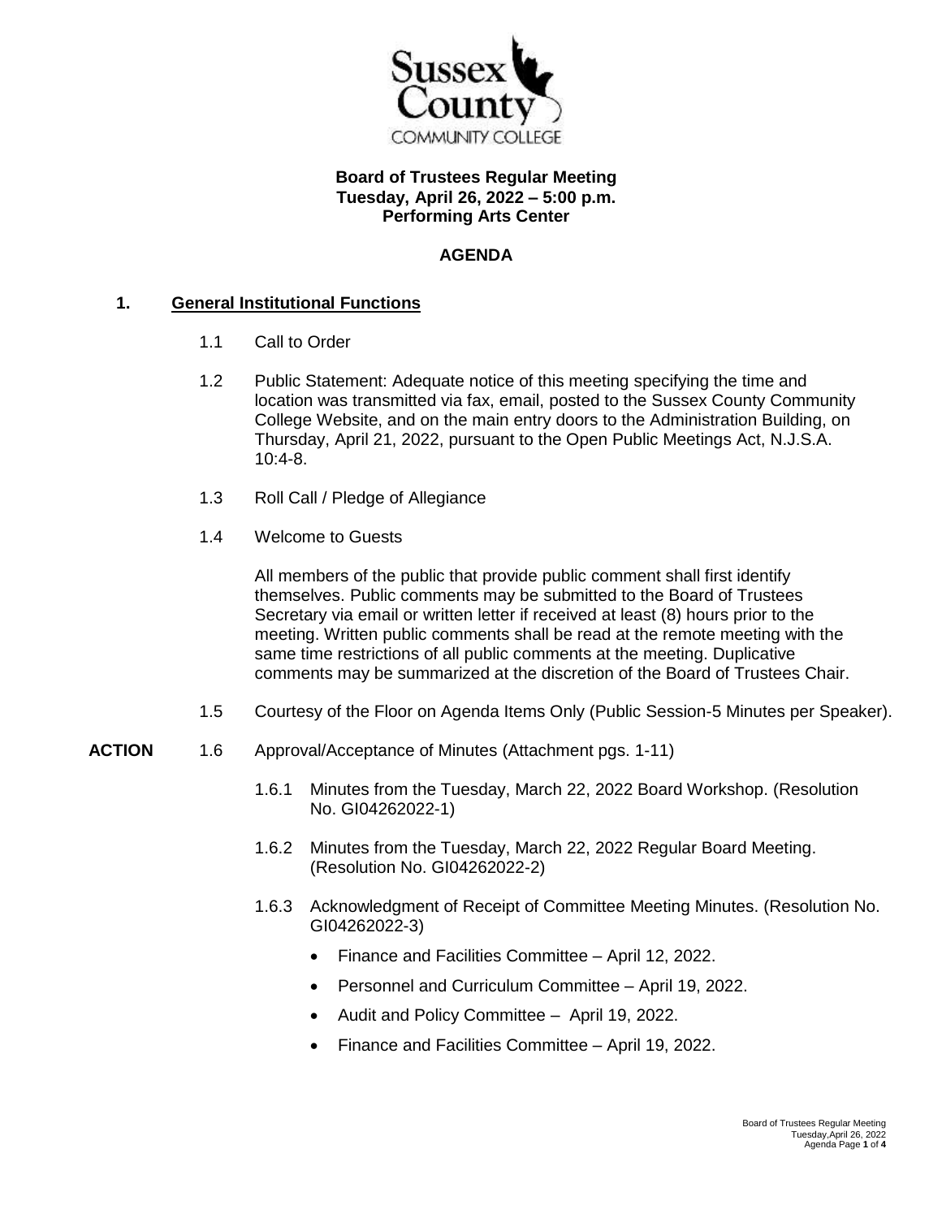Sussex County COMMUNITY COLLEGE

**Board of Trustees Regular Meeting**
**Tuesday, April 26, 2022 – 5:00 p.m.**
**Performing Arts Center**

**AGENDA**

## 1. General Institutional Functions

1.1 Call to Order

1.2 Public Statement: Adequate notice of this meeting specifying the time and location was transmitted via fax, email, posted to the Sussex County Community College Website, and on the main entry doors to the Administration Building, on Thursday, April 21, 2022, pursuant to the Open Public Meetings Act, N.J.S.A. 10:4-8.

1.3 Roll Call / Pledge of Allegiance

1.4 Welcome to Guests

All members of the public that provide public comment shall first identify themselves. Public comments may be submitted to the Board of Trustees Secretary via email or written letter if received at least (8) hours prior to the meeting. Written public comments shall be read at the remote meeting with the same time restrictions of all public comments at the meeting. Duplicative comments may be summarized at the discretion of the Board of Trustees Chair.

1.5 Courtesy of the Floor on Agenda Items Only (Public Session-5 Minutes per Speaker).

**ACTION** 1.6 Approval/Acceptance of Minutes (Attachment pgs. 1-11)

1.6.1 Minutes from the Tuesday, March 22, 2022 Board Workshop. (Resolution No. GI04262022-1)

1.6.2 Minutes from the Tuesday, March 22, 2022 Regular Board Meeting. (Resolution No. GI04262022-2)

1.6.3 Acknowledgment of Receipt of Committee Meeting Minutes. (Resolution No. GI04262022-3)

- Finance and Facilities Committee – April 12, 2022.
- Personnel and Curriculum Committee – April 19, 2022.
- Audit and Policy Committee – April 19, 2022.
- Finance and Facilities Committee – April 19, 2022.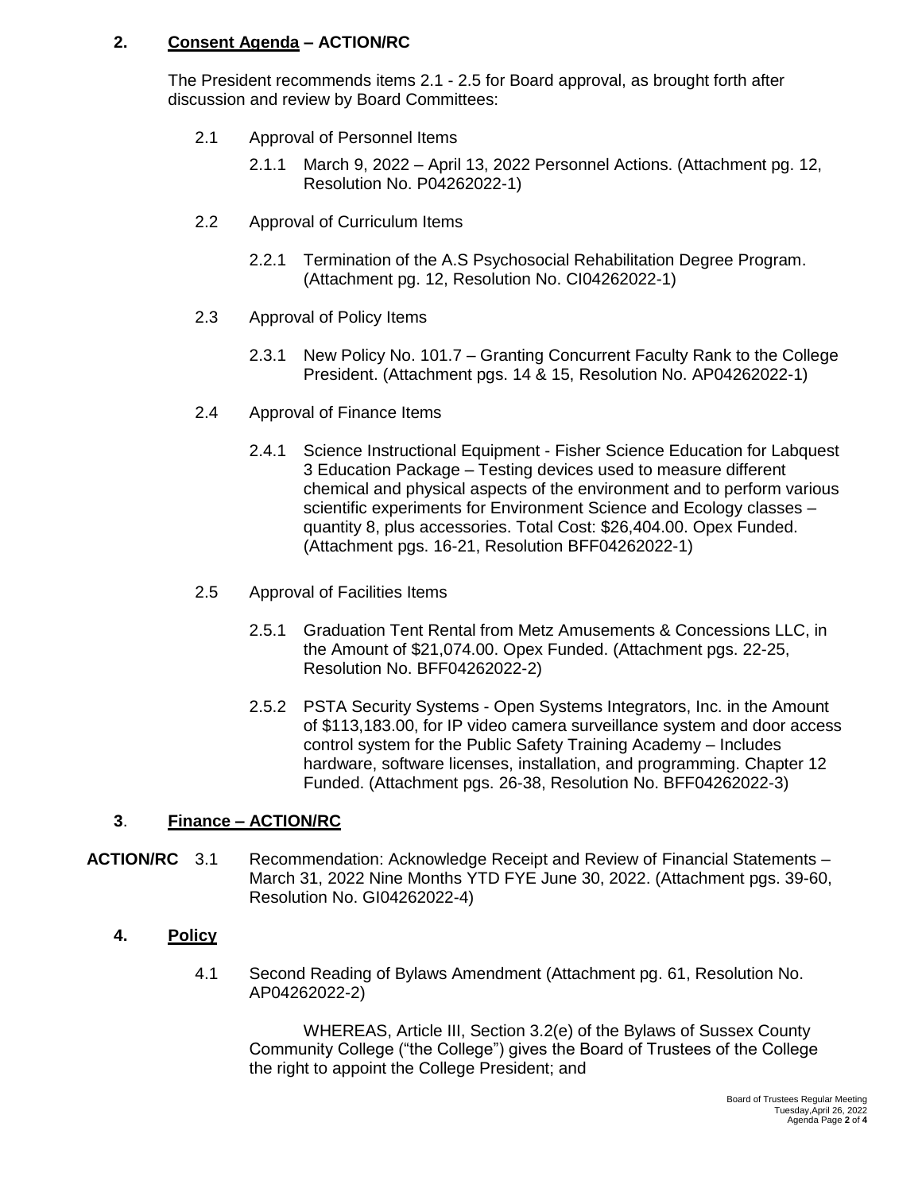## 2. Consent Agenda – ACTION/RC

The President recommends items 2.1 - 2.5 for Board approval, as brought forth after discussion and review by Board Committees:

- 2.1 Approval of Personnel Items
  - 2.1.1 March 9, 2022 – April 13, 2022 Personnel Actions. (Attachment pg. 12, Resolution No. P04262022-1)
- 2.2 Approval of Curriculum Items
  - 2.2.1 Termination of the A.S Psychosocial Rehabilitation Degree Program. (Attachment pg. 12, Resolution No. CI04262022-1)
- 2.3 Approval of Policy Items
  - 2.3.1 New Policy No. 101.7 – Granting Concurrent Faculty Rank to the College President. (Attachment pgs. 14 & 15, Resolution No. AP04262022-1)
- 2.4 Approval of Finance Items
  - 2.4.1 Science Instructional Equipment - Fisher Science Education for Labquest 3 Education Package – Testing devices used to measure different chemical and physical aspects of the environment and to perform various scientific experiments for Environment Science and Ecology classes – quantity 8, plus accessories. Total Cost: $26,404.00. Opex Funded. (Attachment pgs. 16-21, Resolution BFF04262022-1)
- 2.5 Approval of Facilities Items
  - 2.5.1 Graduation Tent Rental from Metz Amusements & Concessions LLC, in the Amount of $21,074.00. Opex Funded. (Attachment pgs. 22-25, Resolution No. BFF04262022-2)
  - 2.5.2 PSTA Security Systems - Open Systems Integrators, Inc. in the Amount of $113,183.00, for IP video camera surveillance system and door access control system for the Public Safety Training Academy – Includes hardware, software licenses, installation, and programming. Chapter 12 Funded. (Attachment pgs. 26-38, Resolution No. BFF04262022-3)

## 3. Finance – ACTION/RC

**ACTION/RC** 3.1 Recommendation: Acknowledge Receipt and Review of Financial Statements – March 31, 2022 Nine Months YTD FYE June 30, 2022. (Attachment pgs. 39-60, Resolution No. GI04262022-4)

## 4. Policy

4.1 Second Reading of Bylaws Amendment (Attachment pg. 61, Resolution No. AP04262022-2)

WHEREAS, Article III, Section 3.2(e) of the Bylaws of Sussex County Community College ("the College") gives the Board of Trustees of the College the right to appoint the College President; and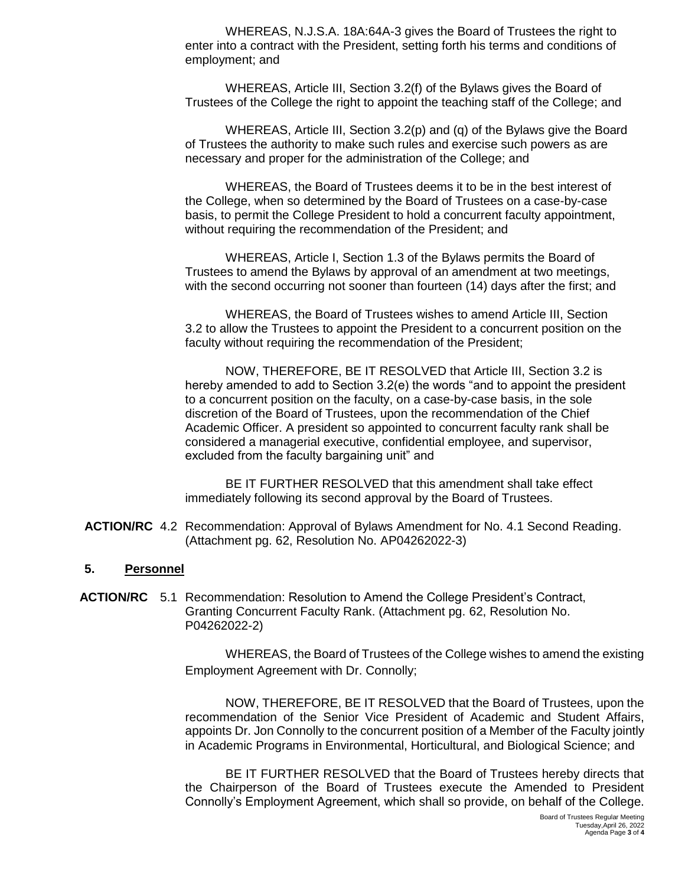WHEREAS, N.J.S.A. 18A:64A-3 gives the Board of Trustees the right to enter into a contract with the President, setting forth his terms and conditions of employment; and

WHEREAS, Article III, Section 3.2(f) of the Bylaws gives the Board of Trustees of the College the right to appoint the teaching staff of the College; and

WHEREAS, Article III, Section 3.2(p) and (q) of the Bylaws give the Board of Trustees the authority to make such rules and exercise such powers as are necessary and proper for the administration of the College; and

WHEREAS, the Board of Trustees deems it to be in the best interest of the College, when so determined by the Board of Trustees on a case-by-case basis, to permit the College President to hold a concurrent faculty appointment, without requiring the recommendation of the President; and

WHEREAS, Article I, Section 1.3 of the Bylaws permits the Board of Trustees to amend the Bylaws by approval of an amendment at two meetings, with the second occurring not sooner than fourteen (14) days after the first; and

WHEREAS, the Board of Trustees wishes to amend Article III, Section 3.2 to allow the Trustees to appoint the President to a concurrent position on the faculty without requiring the recommendation of the President;

NOW, THEREFORE, BE IT RESOLVED that Article III, Section 3.2 is hereby amended to add to Section 3.2(e) the words "and to appoint the president to a concurrent position on the faculty, on a case-by-case basis, in the sole discretion of the Board of Trustees, upon the recommendation of the Chief Academic Officer. A president so appointed to concurrent faculty rank shall be considered a managerial executive, confidential employee, and supervisor, excluded from the faculty bargaining unit" and

BE IT FURTHER RESOLVED that this amendment shall take effect immediately following its second approval by the Board of Trustees.

**ACTION/RC** 4.2 Recommendation: Approval of Bylaws Amendment for No. 4.1 Second Reading. (Attachment pg. 62, Resolution No. AP04262022-3)

## 5. Personnel

**ACTION/RC** 5.1 Recommendation: Resolution to Amend the College President's Contract, Granting Concurrent Faculty Rank. (Attachment pg. 62, Resolution No. P04262022-2)

WHEREAS, the Board of Trustees of the College wishes to amend the existing Employment Agreement with Dr. Connolly;

NOW, THEREFORE, BE IT RESOLVED that the Board of Trustees, upon the recommendation of the Senior Vice President of Academic and Student Affairs, appoints Dr. Jon Connolly to the concurrent position of a Member of the Faculty jointly in Academic Programs in Environmental, Horticultural, and Biological Science; and

BE IT FURTHER RESOLVED that the Board of Trustees hereby directs that the Chairperson of the Board of Trustees execute the Amended to President Connolly's Employment Agreement, which shall so provide, on behalf of the College.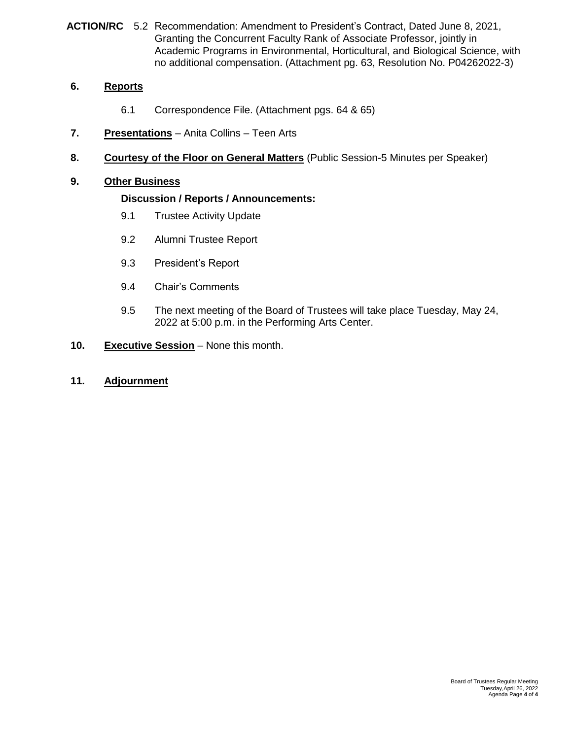**ACTION/RC** 5.2 Recommendation: Amendment to President's Contract, Dated June 8, 2021, Granting the Concurrent Faculty Rank of Associate Professor, jointly in Academic Programs in Environmental, Horticultural, and Biological Science, with no additional compensation. (Attachment pg. 63, Resolution No. P04262022-3)

**6. <u>Reports</u>**

6.1 Correspondence File. (Attachment pgs. 64 & 65)

**7. <u>Presentations</u>** – Anita Collins – Teen Arts

**8. <u>Courtesy of the Floor on General Matters</u>** (Public Session-5 Minutes per Speaker)

**9. <u>Other Business</u>**

**Discussion / Reports / Announcements:**

9.1 Trustee Activity Update

9.2 Alumni Trustee Report

9.3 President's Report

9.4 Chair's Comments

9.5 The next meeting of the Board of Trustees will take place Tuesday, May 24, 2022 at 5:00 p.m. in the Performing Arts Center.

**10. <u>Executive Session</u>** – None this month.

**11. <u>Adjournment</u>**